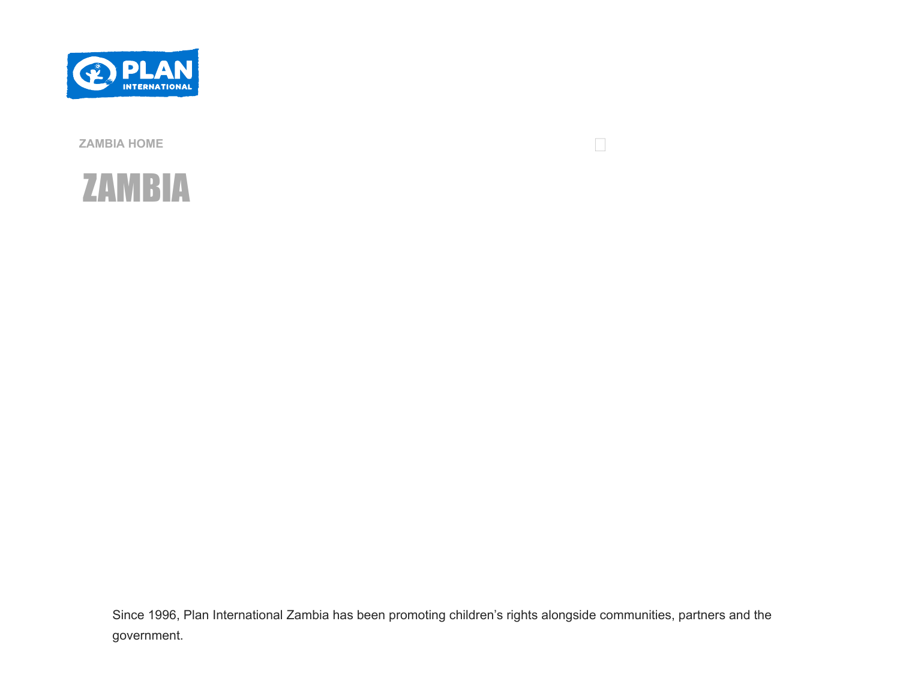ZAMBIA HOME

# ZAMBIA

Since 1996, Plan International Zambia has been promoting children's rights alongside communities, partners and the government.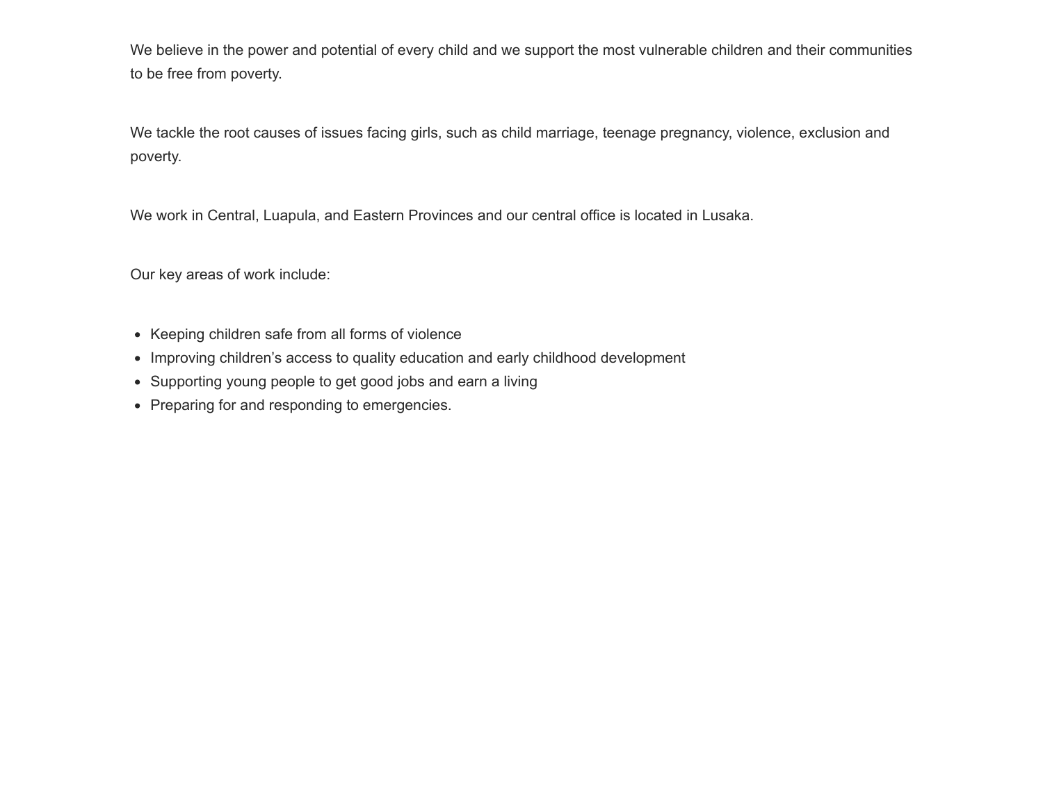We believe in the power and potential of every child and we support the most vulnerable children and their communities to be free from poverty.

We tackle the root causes of issues facing girls, such as child marriage, teenage pregnancy, violence, exclusion and poverty.

We work in Central, Luapula, and Eastern Provinces and our central office is located in Lusaka.

Our key areas of work include:

- Keeping children safe from all forms of violence
- Improving children's access to quality education and early childhood development
- Supporting young people to get good jobs and earn a living
- Preparing for and responding to emergencies.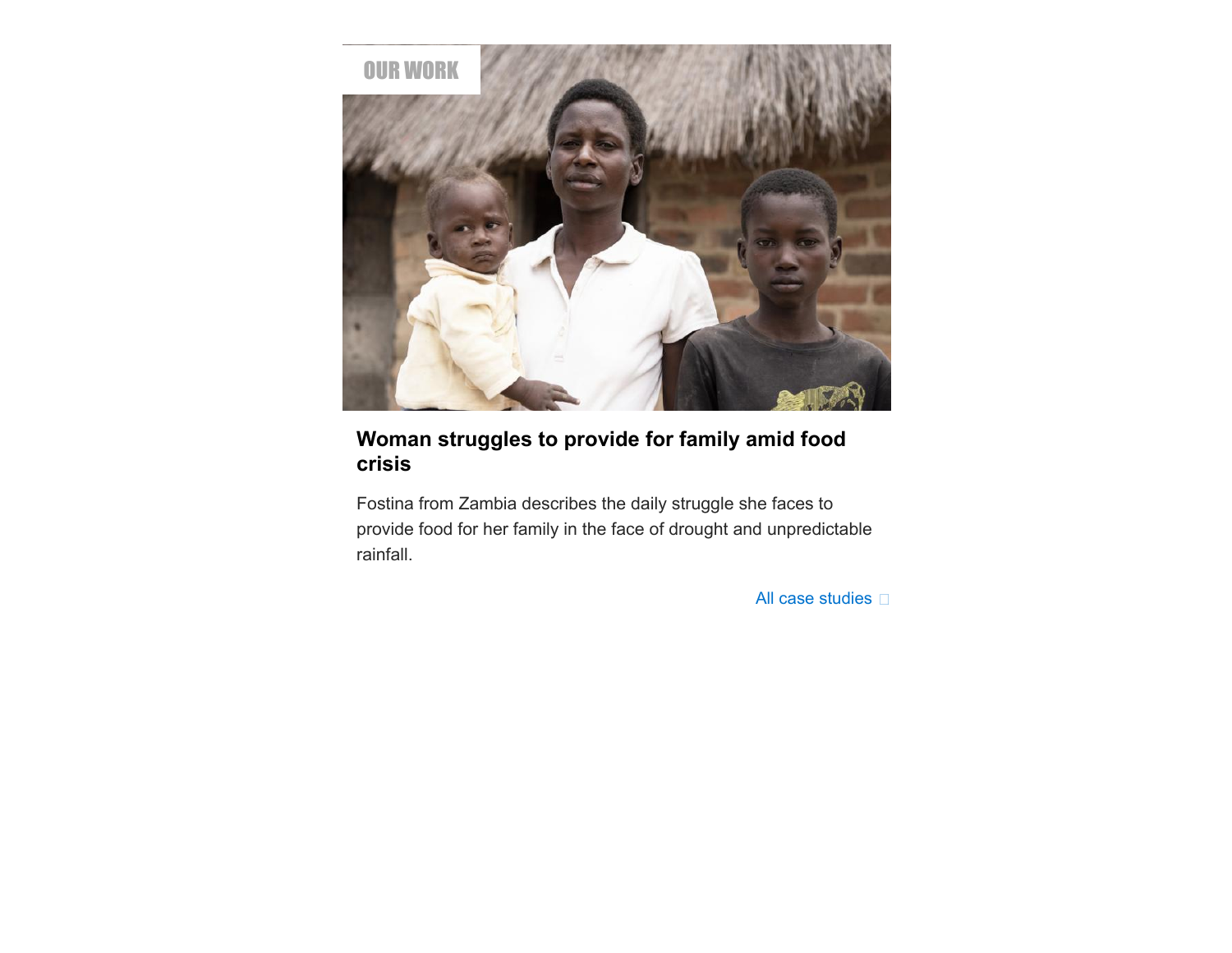OUR WORK

### Woman struggles to provide for family amid food crisis

Fostina from Zambia describes the daily struggle she faces to provide food for her family in the face of drought and unpredictable rainfall.

All case studies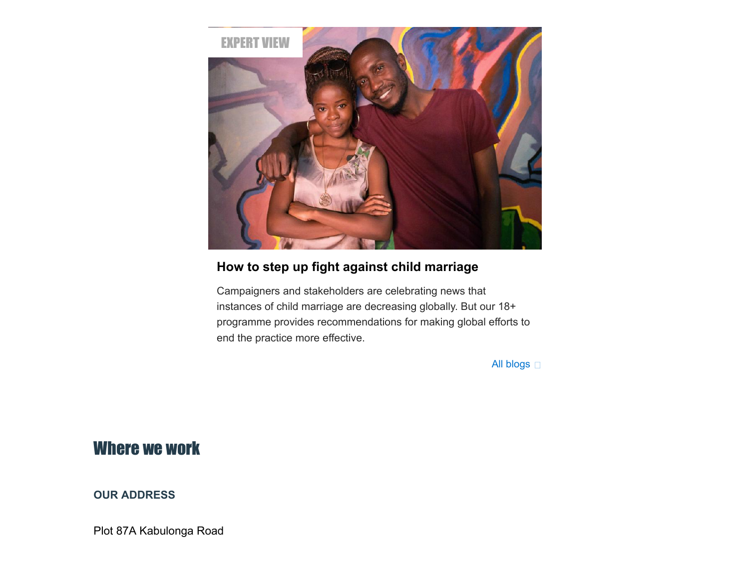EXPERT VIEW

### How to step up fight against child marriage

Campaigners and stakeholders are celebrating news that instances of child marriage are decreasing globally. But our 18+ programme provides recommendations for making global efforts to end the practice more effective.

All blogs

## Where we work

**OUR ADDRESS**

Plot 87A Kabulonga Road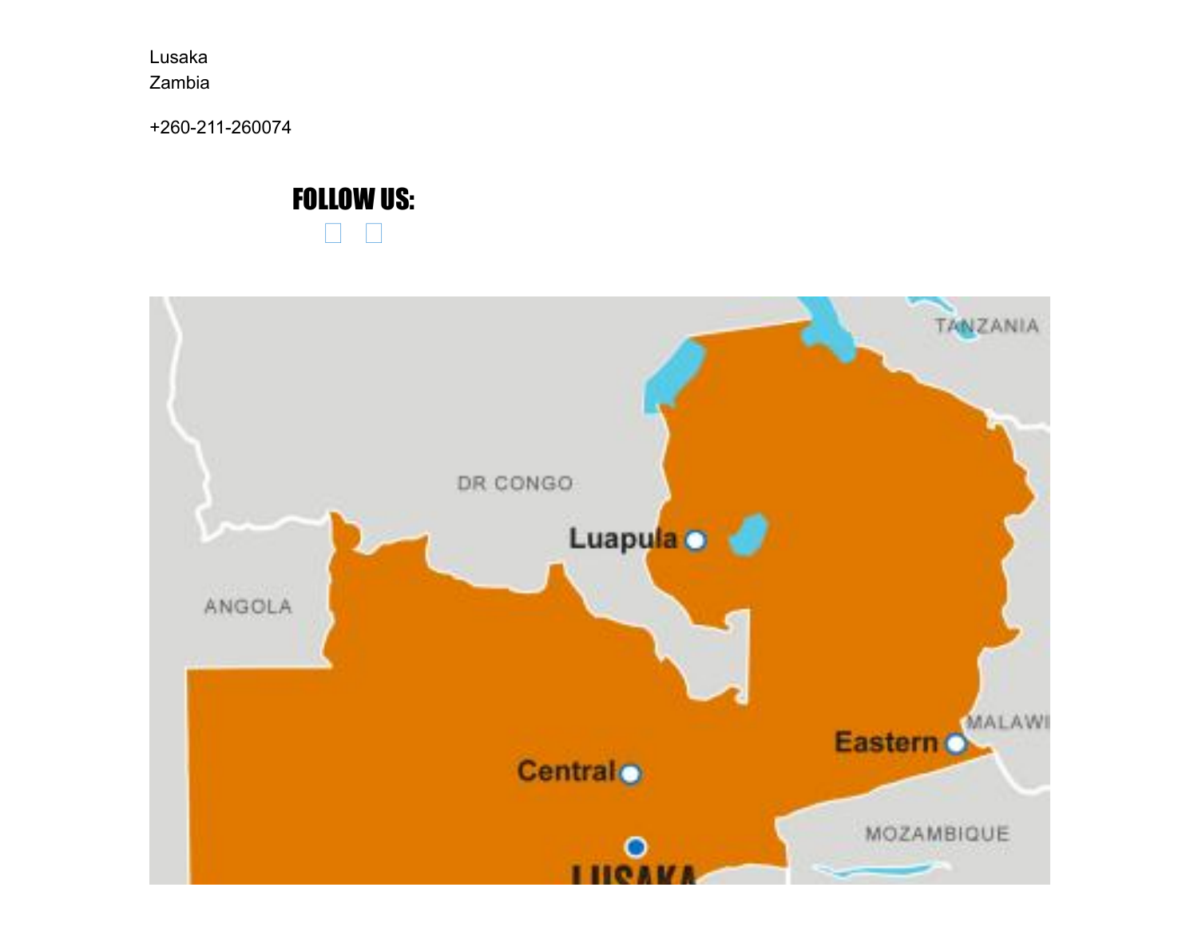Lusaka
Zambia

+260-211-260074

## FOLLOW US: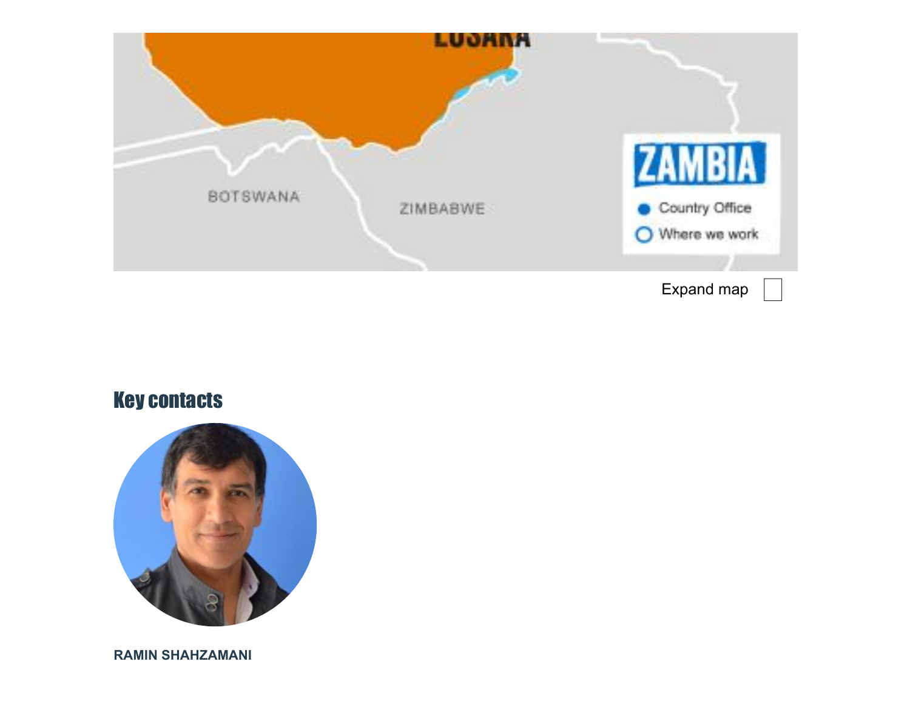Expand map

## Key contacts

**RAMIN SHAHZAMANI**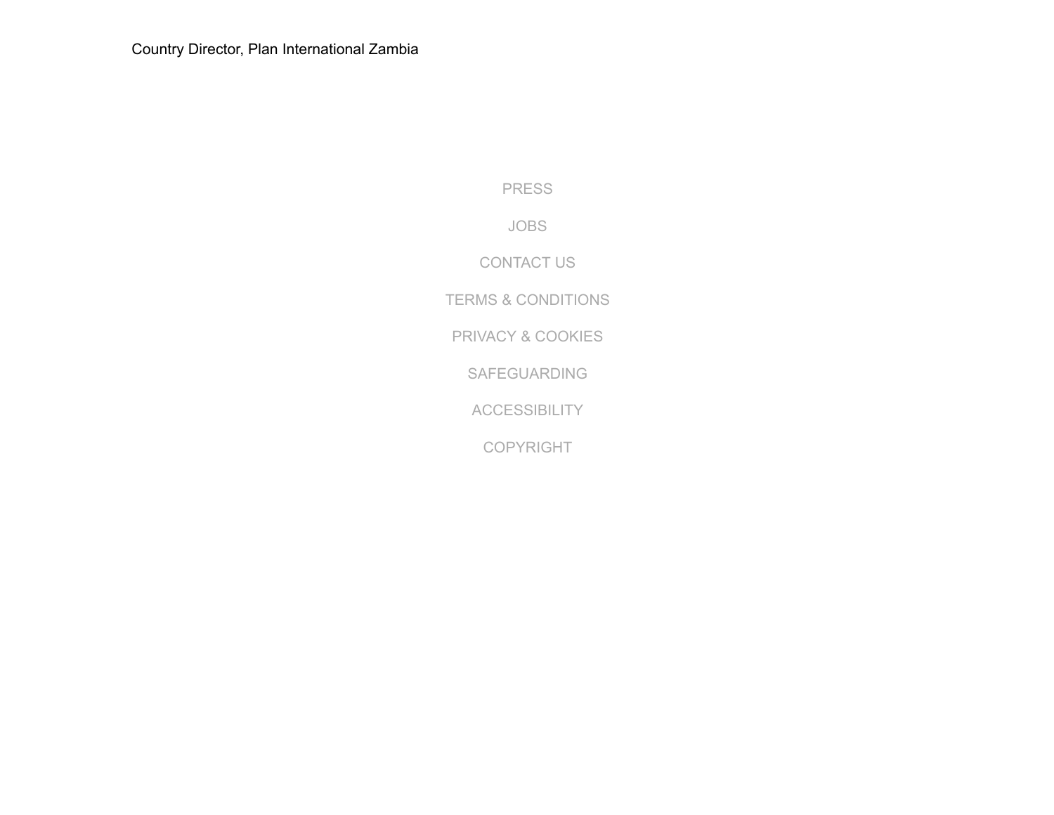Country Director, Plan International Zambia

PRESS

JOBS

CONTACT US

TERMS & CONDITIONS

PRIVACY & COOKIES

SAFEGUARDING

ACCESSIBILITY

COPYRIGHT